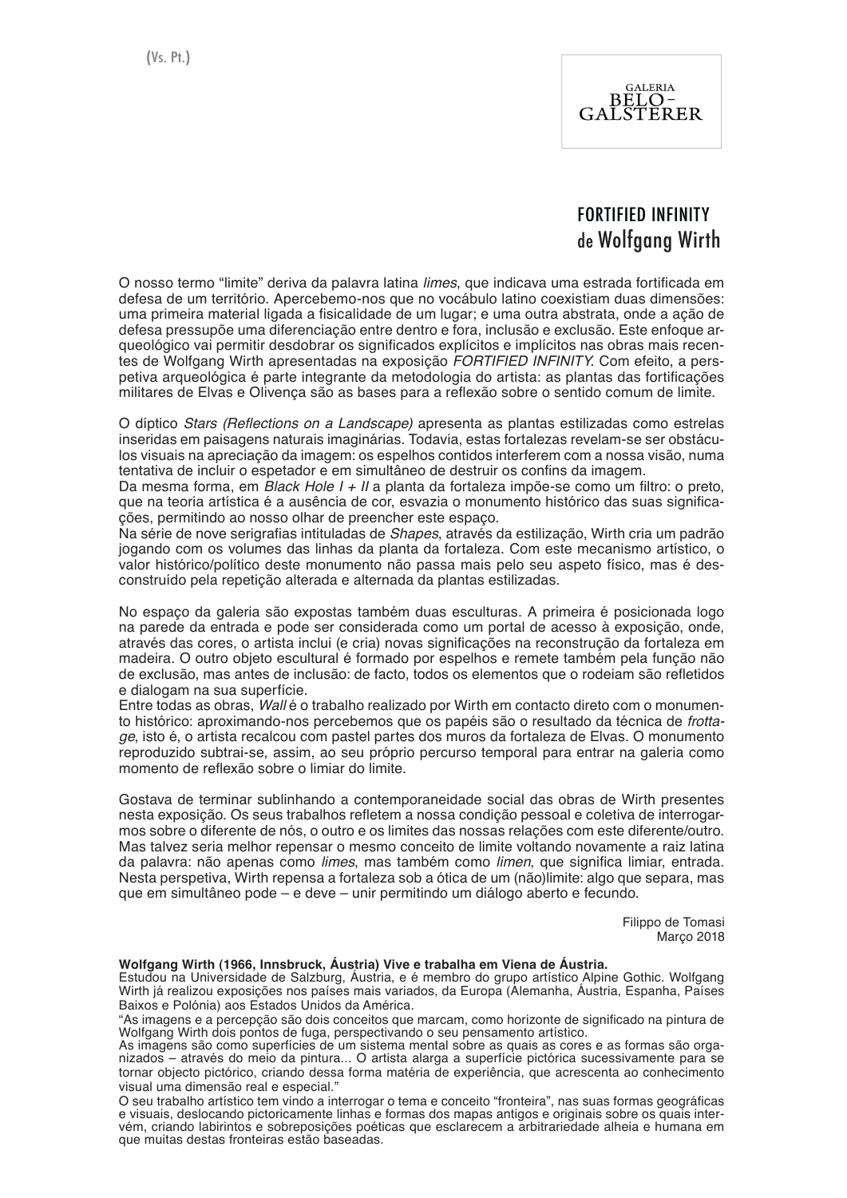(Vs. Pt.)

GALERIA BELO-GALSTERER

# FORTIFIED INFINITY
## de Wolfgang Wirth

O nosso termo "limite" deriva da palavra latina *limes*, que indicava uma estrada fortificada em defesa de um território. Apercebemo-nos que no vocábulo latino coexistiam duas dimensões: uma primeira material ligada a fisicalidade de um lugar; e uma outra abstrata, onde a ação de defesa pressupõe uma diferenciação entre dentro e fora, inclusão e exclusão. Este enfoque arqueológico vai permitir desdobrar os significados explícitos e implícitos nas obras mais recentes de Wolfgang Wirth apresentadas na exposição *FORTIFIED INFINITY.* Com efeito, a perspetiva arqueológica é parte integrante da metodologia do artista: as plantas das fortificações militares de Elvas e Olivença são as bases para a reflexão sobre o sentido comum de limite.

O díptico *Stars (Reflections on a Landscape)* apresenta as plantas estilizadas como estrelas inseridas em paisagens naturais imaginárias. Todavia, estas fortalezas revelam-se ser obstáculos visuais na apreciação da imagem: os espelhos contidos interferem com a nossa visão, numa tentativa de incluir o espetador e em simultâneo de destruir os confins da imagem.
Da mesma forma, em *Black Hole I + II* a planta da fortaleza impõe-se como um filtro: o preto, que na teoria artística é a ausência de cor, esvazia o monumento histórico das suas significações, permitindo ao nosso olhar de preencher este espaço.
Na série de nove serigrafias intituladas de *Shapes*, através da estilização, Wirth cria um padrão jogando com os volumes das linhas da planta da fortaleza. Com este mecanismo artístico, o valor histórico/político deste monumento não passa mais pelo seu aspeto físico, mas é desconstruído pela repetição alterada e alternada da plantas estilizadas.

No espaço da galeria são expostas também duas esculturas. A primeira é posicionada logo na parede da entrada e pode ser considerada como um portal de acesso à exposição, onde, através das cores, o artista inclui (e cria) novas significações na reconstrução da fortaleza em madeira. O outro objeto escultural é formado por espelhos e remete também pela função não de exclusão, mas antes de inclusão: de facto, todos os elementos que o rodeiam são refletidos e dialogam na sua superfície.
Entre todas as obras, *Wall* é o trabalho realizado por Wirth em contacto direto com o monumento histórico: aproximando-nos percebemos que os papéis são o resultado da técnica de *frottage*, isto é, o artista recalcou com pastel partes dos muros da fortaleza de Elvas. O monumento reproduzido subtrai-se, assim, ao seu próprio percurso temporal para entrar na galeria como momento de reflexão sobre o limiar do limite.

Gostava de terminar sublinhando a contemporaneidade social das obras de Wirth presentes nesta exposição. Os seus trabalhos refletem a nossa condição pessoal e coletiva de interrogarmos sobre o diferente de nós, o outro e os limites das nossas relações com este diferente/outro. Mas talvez seria melhor repensar o mesmo conceito de limite voltando novamente a raiz latina da palavra: não apenas como *limes*, mas também como *limen*, que significa limiar, entrada. Nesta perspetiva, Wirth repensa a fortaleza sob a ótica de um (não)limite: algo que separa, mas que em simultâneo pode – e deve – unir permitindo um diálogo aberto e fecundo.

Filippo de Tomasi
Março 2018

**Wolfgang Wirth (1966, Innsbruck, Áustria) Vive e trabalha em Viena de Áustria.**
Estudou na Universidade de Salzburg, Áustria, e é membro do grupo artístico Alpine Gothic. Wolfgang Wirth já realizou exposições nos países mais variados, da Europa (Alemanha, Áustria, Espanha, Países Baixos e Polónia) aos Estados Unidos da América.
"As imagens e a percepção são dois conceitos que marcam, como horizonte de significado na pintura de Wolfgang Wirth dois pontos de fuga, perspectivando o seu pensamento artístico.
As imagens são como superfícies de um sistema mental sobre as quais as cores e as formas são organizados – através do meio da pintura... O artista alarga a superfície pictórica sucessivamente para se tornar objecto pictórico, criando dessa forma matéria de experiência, que acrescenta ao conhecimento visual uma dimensão real e especial."
O seu trabalho artístico tem vindo a interrogar o tema e conceito "fronteira", nas suas formas geográficas e visuais, deslocando pictoricamente linhas e formas dos mapas antigos e originais sobre os quais intervém, criando labirintos e sobreposições poéticas que esclarecem a arbitrariedade alheia e humana em que muitas destas fronteiras estão baseadas.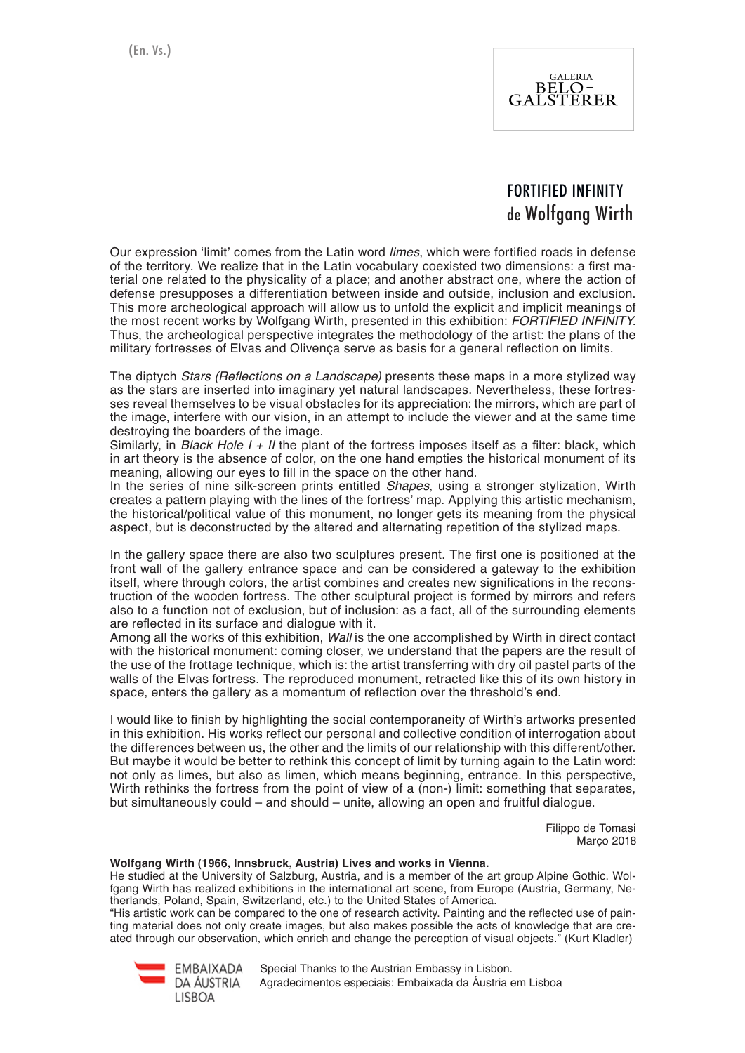(En. Vs.)

GALERIA
BELO-
GALSTERER

# FORTIFIED INFINITY
## de Wolfgang Wirth

Our expression 'limit' comes from the Latin word *limes*, which were fortified roads in defense of the territory. We realize that in the Latin vocabulary coexisted two dimensions: a first material one related to the physicality of a place; and another abstract one, where the action of defense presupposes a differentiation between inside and outside, inclusion and exclusion. This more archeological approach will allow us to unfold the explicit and implicit meanings of the most recent works by Wolfgang Wirth, presented in this exhibition: *FORTIFIED INFINITY*. Thus, the archeological perspective integrates the methodology of the artist: the plans of the military fortresses of Elvas and Olivença serve as basis for a general reflection on limits.

The diptych *Stars (Reflections on a Landscape)* presents these maps in a more stylized way as the stars are inserted into imaginary yet natural landscapes. Nevertheless, these fortresses reveal themselves to be visual obstacles for its appreciation: the mirrors, which are part of the image, interfere with our vision, in an attempt to include the viewer and at the same time destroying the boarders of the image.
Similarly, in *Black Hole I + II* the plant of the fortress imposes itself as a filter: black, which in art theory is the absence of color, on the one hand empties the historical monument of its meaning, allowing our eyes to fill in the space on the other hand.
In the series of nine silk-screen prints entitled *Shapes*, using a stronger stylization, Wirth creates a pattern playing with the lines of the fortress' map. Applying this artistic mechanism, the historical/political value of this monument, no longer gets its meaning from the physical aspect, but is deconstructed by the altered and alternating repetition of the stylized maps.

In the gallery space there are also two sculptures present. The first one is positioned at the front wall of the gallery entrance space and can be considered a gateway to the exhibition itself, where through colors, the artist combines and creates new significations in the reconstruction of the wooden fortress. The other sculptural project is formed by mirrors and refers also to a function not of exclusion, but of inclusion: as a fact, all of the surrounding elements are reflected in its surface and dialogue with it.
Among all the works of this exhibition, *Wall* is the one accomplished by Wirth in direct contact with the historical monument: coming closer, we understand that the papers are the result of the use of the frottage technique, which is: the artist transferring with dry oil pastel parts of the walls of the Elvas fortress. The reproduced monument, retracted like this of its own history in space, enters the gallery as a momentum of reflection over the threshold's end.

I would like to finish by highlighting the social contemporaneity of Wirth's artworks presented in this exhibition. His works reflect our personal and collective condition of interrogation about the differences between us, the other and the limits of our relationship with this different/other. But maybe it would be better to rethink this concept of limit by turning again to the Latin word: not only as limes, but also as limen, which means beginning, entrance. In this perspective, Wirth rethinks the fortress from the point of view of a (non-) limit: something that separates, but simultaneously could – and should – unite, allowing an open and fruitful dialogue.

Filippo de Tomasi
Março 2018

**Wolfgang Wirth (1966, Innsbruck, Austria) Lives and works in Vienna.**
He studied at the University of Salzburg, Austria, and is a member of the art group Alpine Gothic. Wolfgang Wirth has realized exhibitions in the international art scene, from Europe (Austria, Germany, Netherlands, Poland, Spain, Switzerland, etc.) to the United States of America.
"His artistic work can be compared to the one of research activity. Painting and the reflected use of painting material does not only create images, but also makes possible the acts of knowledge that are created through our observation, which enrich and change the perception of visual objects." (Kurt Kladler)

EMBAIXADA
DA ÁUSTRIA
LISBOA

Special Thanks to the Austrian Embassy in Lisbon.
Agradecimentos especiais: Embaixada da Áustria em Lisboa